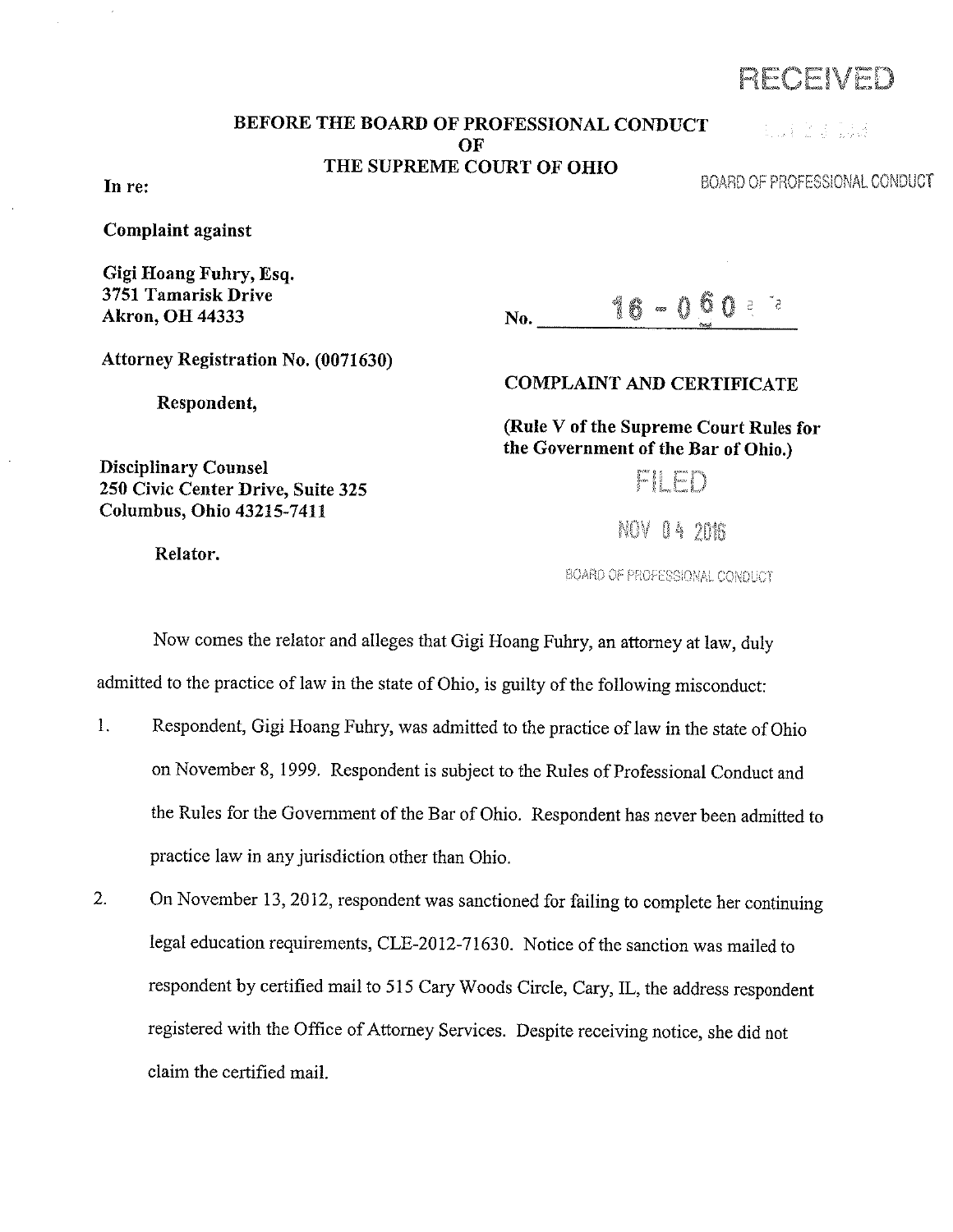RECEIVED

BOARD OF PROFESSIONAL CONDUCT

**BEFORE THE BOARD OF PROFESSIONAL CONDUCT**
**OF**
**THE SUPREME COURT OF OHIO**

**In re:**

**Complaint against**

**Gigi Hoang Fuhry, Esq.**
**3751 Tamarisk Drive**
**Akron, OH 44333**

**Attorney Registration No. (0071630)**

**Respondent,**

**Disciplinary Counsel**
**250 Civic Center Drive, Suite 325**
**Columbus, Ohio 43215-7411**

**Relator.**

**No.** 16 - 060

**COMPLAINT AND CERTIFICATE**

**(Rule V of the Supreme Court Rules for the Government of the Bar of Ohio.)**

FILED

NOV 04 2016

BOARD OF PROFESSIONAL CONDUCT

Now comes the relator and alleges that Gigi Hoang Fuhry, an attorney at law, duly admitted to the practice of law in the state of Ohio, is guilty of the following misconduct:

1. Respondent, Gigi Hoang Fuhry, was admitted to the practice of law in the state of Ohio on November 8, 1999. Respondent is subject to the Rules of Professional Conduct and the Rules for the Government of the Bar of Ohio. Respondent has never been admitted to practice law in any jurisdiction other than Ohio.

2. On November 13, 2012, respondent was sanctioned for failing to complete her continuing legal education requirements, CLE-2012-71630. Notice of the sanction was mailed to respondent by certified mail to 515 Cary Woods Circle, Cary, IL, the address respondent registered with the Office of Attorney Services. Despite receiving notice, she did not claim the certified mail.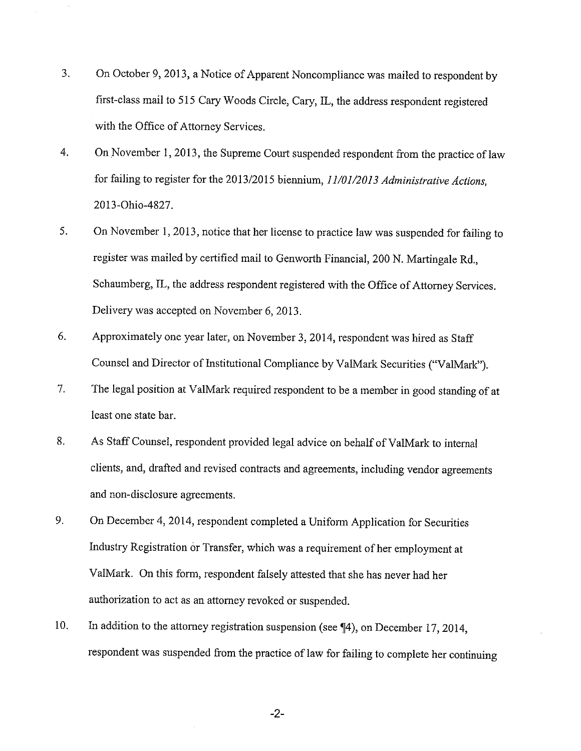3. On October 9, 2013, a Notice of Apparent Noncompliance was mailed to respondent by first-class mail to 515 Cary Woods Circle, Cary, IL, the address respondent registered with the Office of Attorney Services.

4. On November 1, 2013, the Supreme Court suspended respondent from the practice of law for failing to register for the 2013/2015 biennium, *11/01/2013 Administrative Actions*, 2013-Ohio-4827.

5. On November 1, 2013, notice that her license to practice law was suspended for failing to register was mailed by certified mail to Genworth Financial, 200 N. Martingale Rd., Schaumberg, IL, the address respondent registered with the Office of Attorney Services. Delivery was accepted on November 6, 2013.

6. Approximately one year later, on November 3, 2014, respondent was hired as Staff Counsel and Director of Institutional Compliance by ValMark Securities ("ValMark").

7. The legal position at ValMark required respondent to be a member in good standing of at least one state bar.

8. As Staff Counsel, respondent provided legal advice on behalf of ValMark to internal clients, and, drafted and revised contracts and agreements, including vendor agreements and non-disclosure agreements.

9. On December 4, 2014, respondent completed a Uniform Application for Securities Industry Registration or Transfer, which was a requirement of her employment at ValMark. On this form, respondent falsely attested that she has never had her authorization to act as an attorney revoked or suspended.

10. In addition to the attorney registration suspension (see ¶4), on December 17, 2014, respondent was suspended from the practice of law for failing to complete her continuing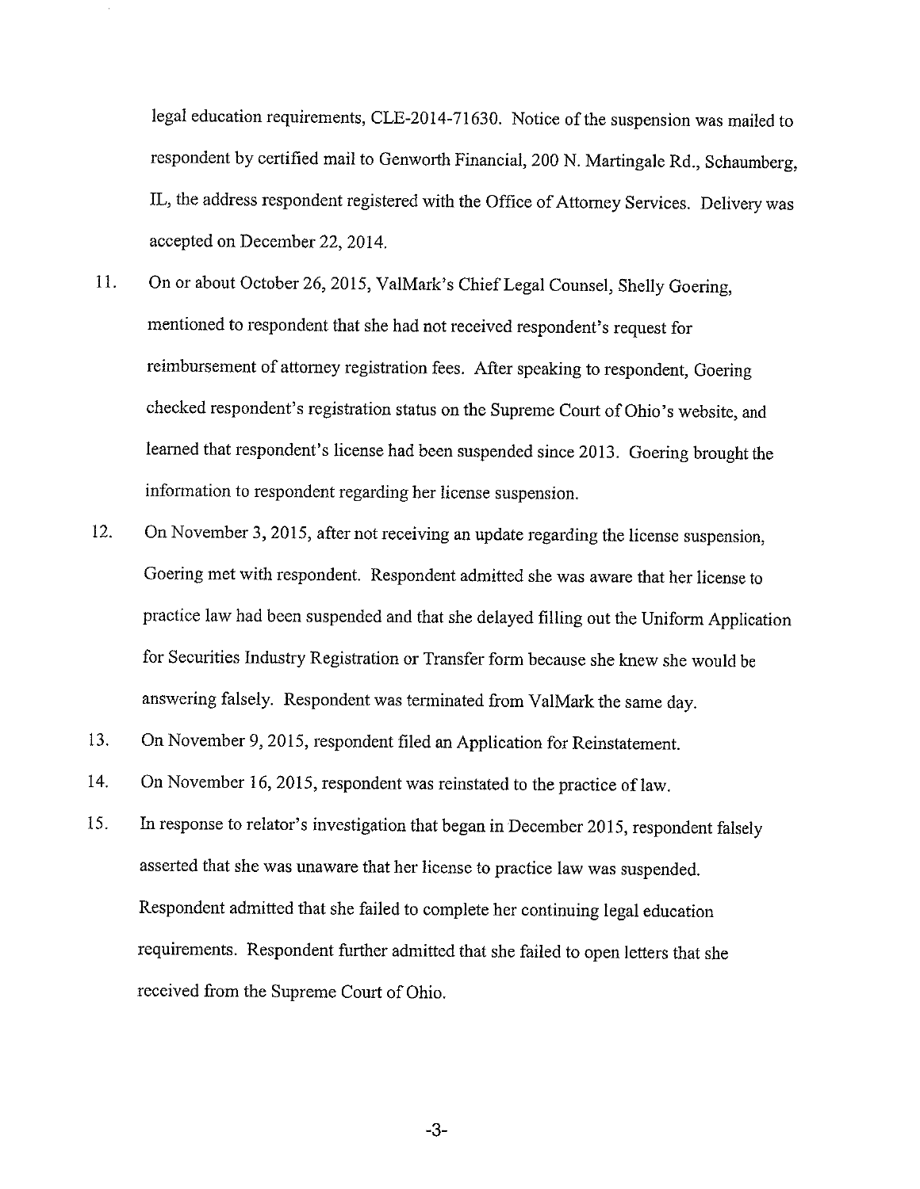legal education requirements, CLE-2014-71630. Notice of the suspension was mailed to respondent by certified mail to Genworth Financial, 200 N. Martingale Rd., Schaumberg, IL, the address respondent registered with the Office of Attorney Services. Delivery was accepted on December 22, 2014.

11. On or about October 26, 2015, ValMark's Chief Legal Counsel, Shelly Goering, mentioned to respondent that she had not received respondent's request for reimbursement of attorney registration fees. After speaking to respondent, Goering checked respondent's registration status on the Supreme Court of Ohio's website, and learned that respondent's license had been suspended since 2013. Goering brought the information to respondent regarding her license suspension.

12. On November 3, 2015, after not receiving an update regarding the license suspension, Goering met with respondent. Respondent admitted she was aware that her license to practice law had been suspended and that she delayed filling out the Uniform Application for Securities Industry Registration or Transfer form because she knew she would be answering falsely. Respondent was terminated from ValMark the same day.

13. On November 9, 2015, respondent filed an Application for Reinstatement.

14. On November 16, 2015, respondent was reinstated to the practice of law.

15. In response to relator's investigation that began in December 2015, respondent falsely asserted that she was unaware that her license to practice law was suspended. Respondent admitted that she failed to complete her continuing legal education requirements. Respondent further admitted that she failed to open letters that she received from the Supreme Court of Ohio.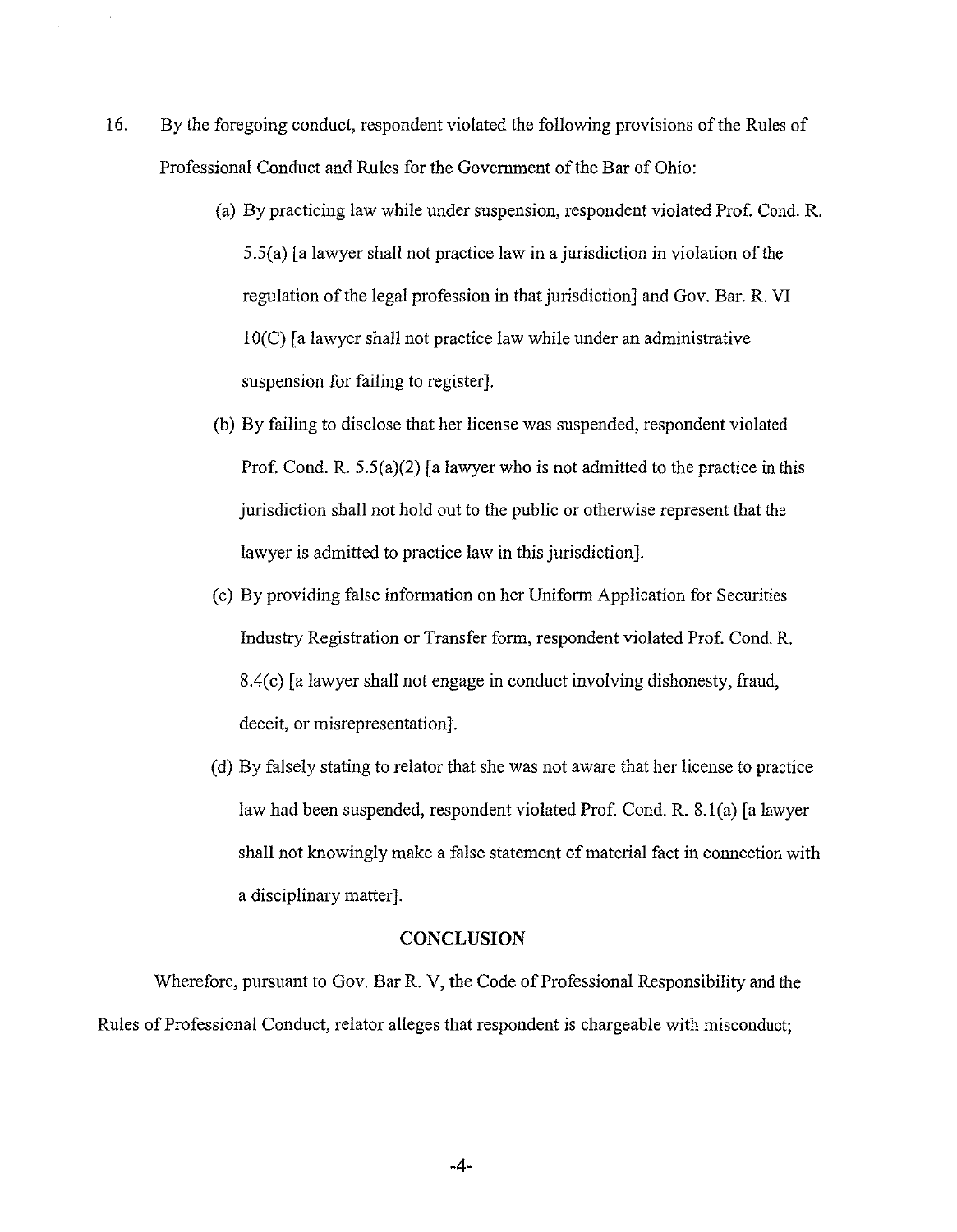16. By the foregoing conduct, respondent violated the following provisions of the Rules of Professional Conduct and Rules for the Government of the Bar of Ohio:

    (a) By practicing law while under suspension, respondent violated Prof. Cond. R. 5.5(a) [a lawyer shall not practice law in a jurisdiction in violation of the regulation of the legal profession in that jurisdiction] and Gov. Bar. R. VI 10(C) [a lawyer shall not practice law while under an administrative suspension for failing to register].

    (b) By failing to disclose that her license was suspended, respondent violated Prof. Cond. R. 5.5(a)(2) [a lawyer who is not admitted to the practice in this jurisdiction shall not hold out to the public or otherwise represent that the lawyer is admitted to practice law in this jurisdiction].

    (c) By providing false information on her Uniform Application for Securities Industry Registration or Transfer form, respondent violated Prof. Cond. R. 8.4(c) [a lawyer shall not engage in conduct involving dishonesty, fraud, deceit, or misrepresentation].

    (d) By falsely stating to relator that she was not aware that her license to practice law had been suspended, respondent violated Prof. Cond. R. 8.1(a) [a lawyer shall not knowingly make a false statement of material fact in connection with a disciplinary matter].

## CONCLUSION

Wherefore, pursuant to Gov. Bar R. V, the Code of Professional Responsibility and the Rules of Professional Conduct, relator alleges that respondent is chargeable with misconduct;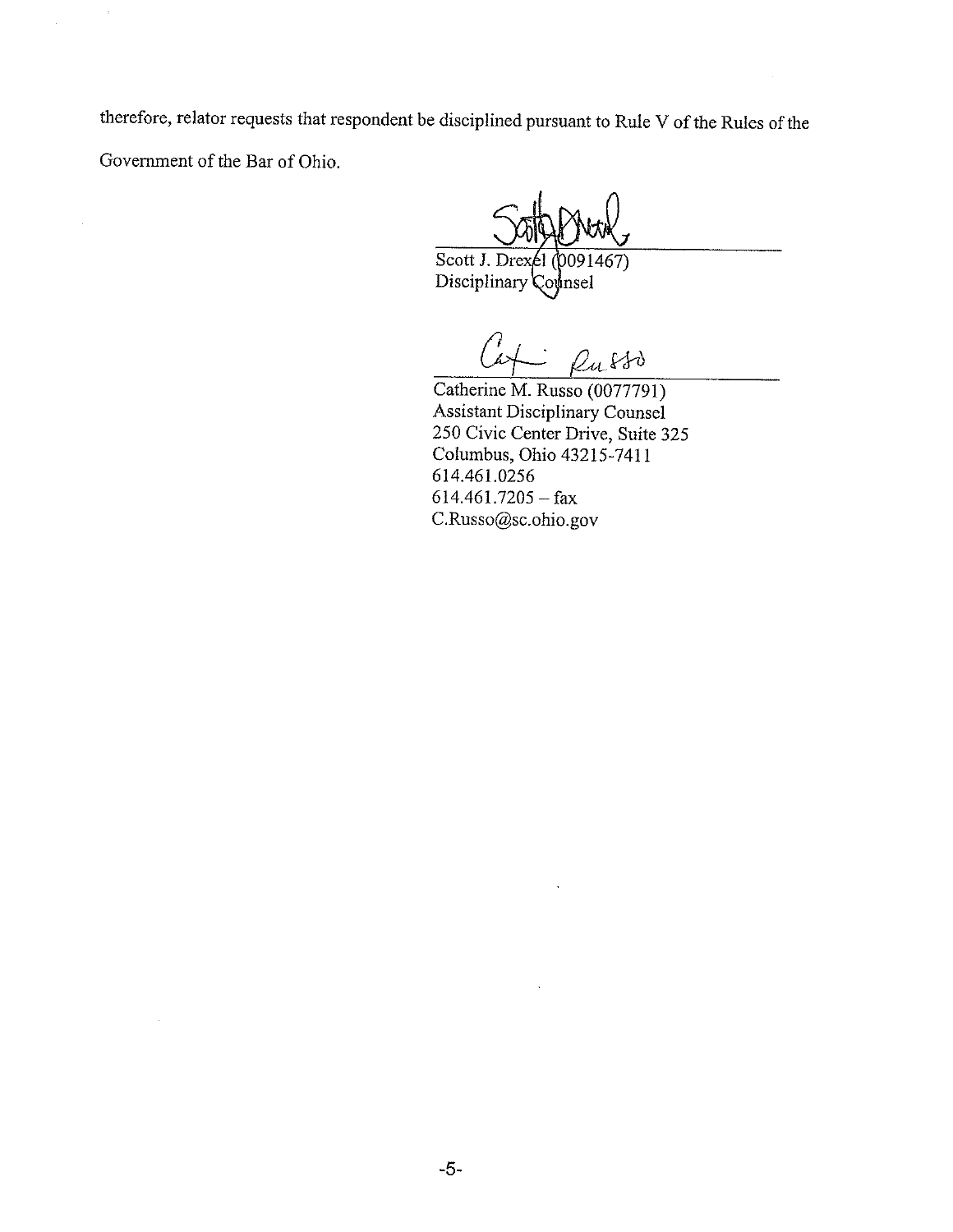therefore, relator requests that respondent be disciplined pursuant to Rule V of the Rules of the Government of the Bar of Ohio.

Scott J. Drexel (0091467)
Disciplinary Counsel

Catherine M. Russo (0077791)
Assistant Disciplinary Counsel
250 Civic Center Drive, Suite 325
Columbus, Ohio 43215-7411
614.461.0256
614.461.7205 – fax
C.Russo@sc.ohio.gov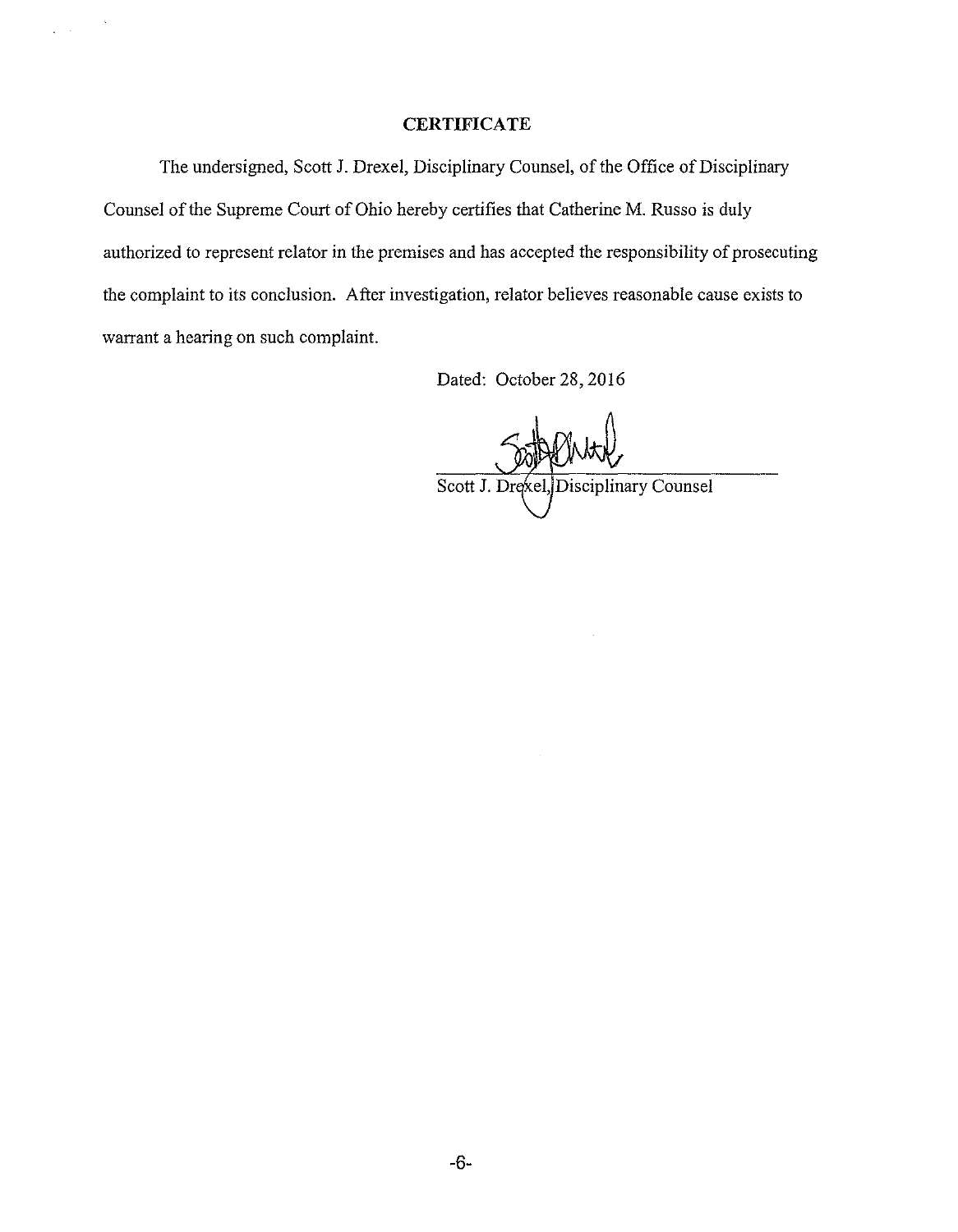## CERTIFICATE

The undersigned, Scott J. Drexel, Disciplinary Counsel, of the Office of Disciplinary Counsel of the Supreme Court of Ohio hereby certifies that Catherine M. Russo is duly authorized to represent relator in the premises and has accepted the responsibility of prosecuting the complaint to its conclusion. After investigation, relator believes reasonable cause exists to warrant a hearing on such complaint.

Dated: October 28, 2016

Scott J. Drexel, Disciplinary Counsel